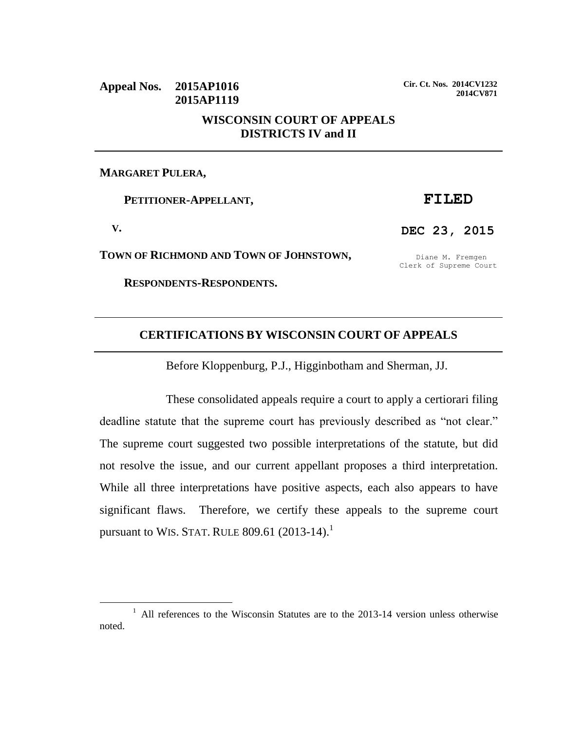**Appeal Nos. 2015AP1016**
**2015AP1119**

**Cir. Ct. Nos. 2014CV1232**
**2014CV871**

**WISCONSIN COURT OF APPEALS**
**DISTRICTS IV and II**

---

**MARGARET PULERA,**

**PETITIONER-APPELLANT,**

**V.**

**TOWN OF RICHMOND AND TOWN OF JOHNSTOWN,**

**RESPONDENTS-RESPONDENTS.**

**FILED**

**DEC 23, 2015**

Diane M. Fremgen
Clerk of Supreme Court

---

## CERTIFICATIONS BY WISCONSIN COURT OF APPEALS

---

Before Kloppenburg, P.J., Higginbotham and Sherman, JJ.

These consolidated appeals require a court to apply a certiorari filing deadline statute that the supreme court has previously described as "not clear." The supreme court suggested two possible interpretations of the statute, but did not resolve the issue, and our current appellant proposes a third interpretation. While all three interpretations have positive aspects, each also appears to have significant flaws. Therefore, we certify these appeals to the supreme court pursuant to WIS. STAT. RULE 809.61 (2013-14).[1]

[1] All references to the Wisconsin Statutes are to the 2013-14 version unless otherwise noted.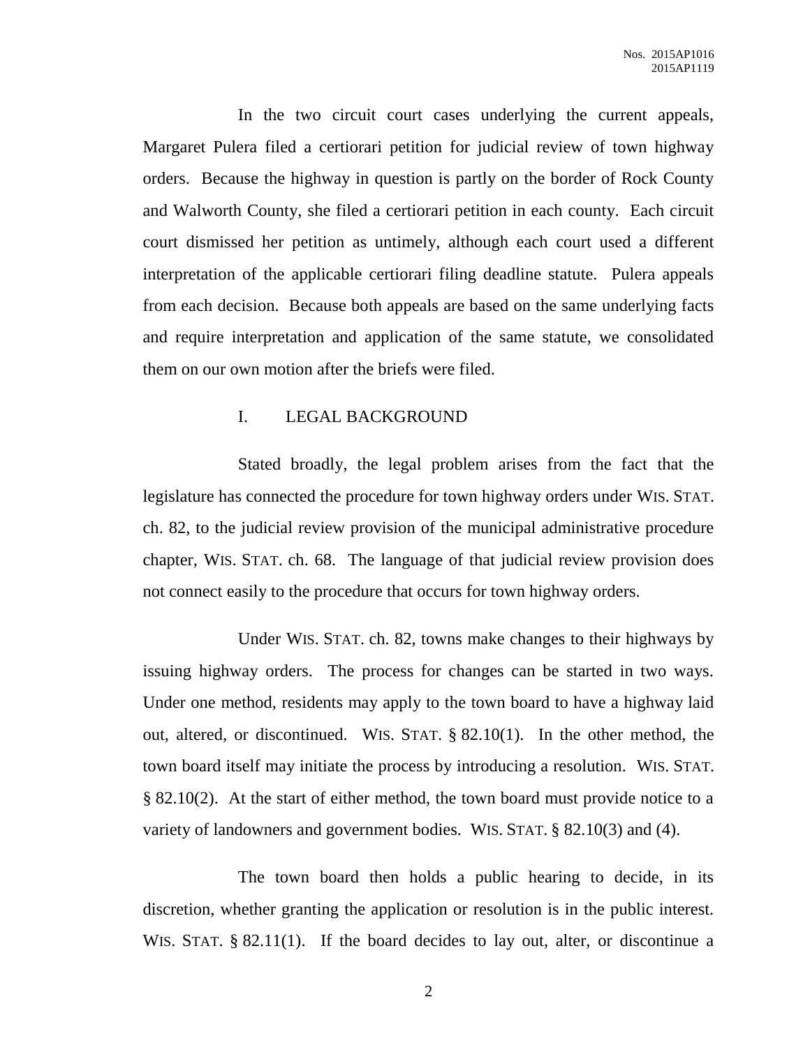In the two circuit court cases underlying the current appeals, Margaret Pulera filed a certiorari petition for judicial review of town highway orders. Because the highway in question is partly on the border of Rock County and Walworth County, she filed a certiorari petition in each county. Each circuit court dismissed her petition as untimely, although each court used a different interpretation of the applicable certiorari filing deadline statute. Pulera appeals from each decision. Because both appeals are based on the same underlying facts and require interpretation and application of the same statute, we consolidated them on our own motion after the briefs were filed.

## I. LEGAL BACKGROUND

Stated broadly, the legal problem arises from the fact that the legislature has connected the procedure for town highway orders under WIS. STAT. ch. 82, to the judicial review provision of the municipal administrative procedure chapter, WIS. STAT. ch. 68. The language of that judicial review provision does not connect easily to the procedure that occurs for town highway orders.

Under WIS. STAT. ch. 82, towns make changes to their highways by issuing highway orders. The process for changes can be started in two ways. Under one method, residents may apply to the town board to have a highway laid out, altered, or discontinued. WIS. STAT. § 82.10(1). In the other method, the town board itself may initiate the process by introducing a resolution. WIS. STAT. § 82.10(2). At the start of either method, the town board must provide notice to a variety of landowners and government bodies. WIS. STAT. § 82.10(3) and (4).

The town board then holds a public hearing to decide, in its discretion, whether granting the application or resolution is in the public interest. WIS. STAT. § 82.11(1). If the board decides to lay out, alter, or discontinue a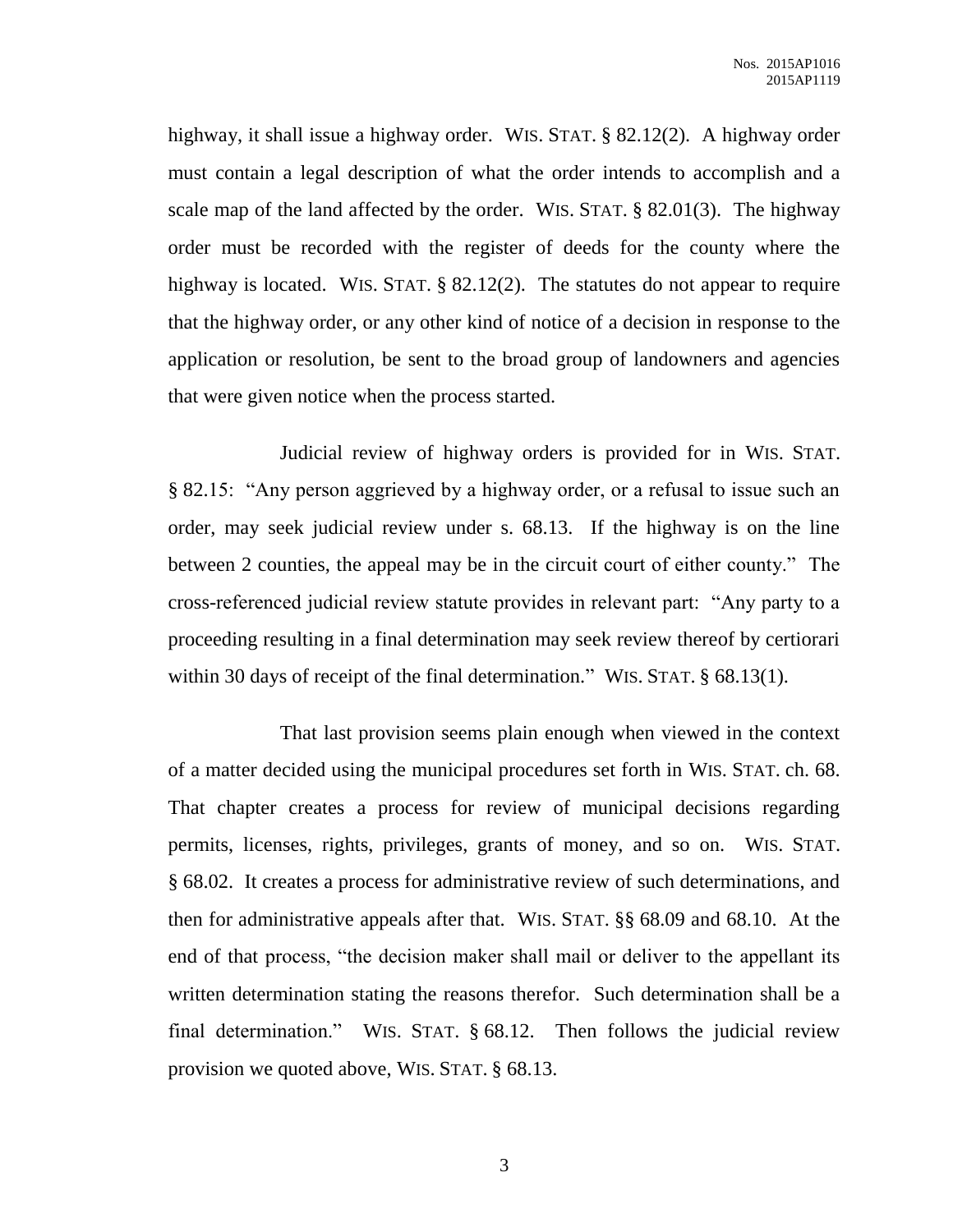highway, it shall issue a highway order. WIS. STAT. § 82.12(2). A highway order must contain a legal description of what the order intends to accomplish and a scale map of the land affected by the order. WIS. STAT. § 82.01(3). The highway order must be recorded with the register of deeds for the county where the highway is located. WIS. STAT. § 82.12(2). The statutes do not appear to require that the highway order, or any other kind of notice of a decision in response to the application or resolution, be sent to the broad group of landowners and agencies that were given notice when the process started.

Judicial review of highway orders is provided for in WIS. STAT. § 82.15: "Any person aggrieved by a highway order, or a refusal to issue such an order, may seek judicial review under s. 68.13. If the highway is on the line between 2 counties, the appeal may be in the circuit court of either county." The cross-referenced judicial review statute provides in relevant part: "Any party to a proceeding resulting in a final determination may seek review thereof by certiorari within 30 days of receipt of the final determination." WIS. STAT. § 68.13(1).

That last provision seems plain enough when viewed in the context of a matter decided using the municipal procedures set forth in WIS. STAT. ch. 68. That chapter creates a process for review of municipal decisions regarding permits, licenses, rights, privileges, grants of money, and so on. WIS. STAT. § 68.02. It creates a process for administrative review of such determinations, and then for administrative appeals after that. WIS. STAT. §§ 68.09 and 68.10. At the end of that process, "the decision maker shall mail or deliver to the appellant its written determination stating the reasons therefor. Such determination shall be a final determination." WIS. STAT. § 68.12. Then follows the judicial review provision we quoted above, WIS. STAT. § 68.13.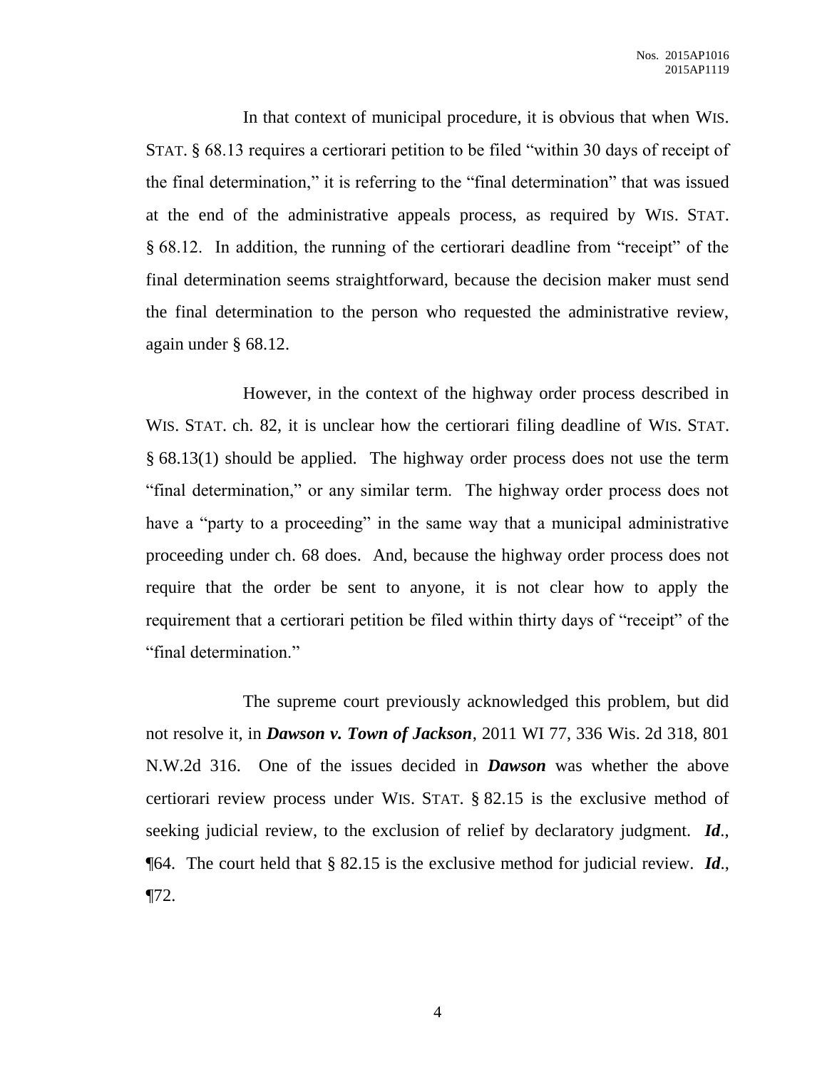In that context of municipal procedure, it is obvious that when WIS. STAT. § 68.13 requires a certiorari petition to be filed "within 30 days of receipt of the final determination," it is referring to the "final determination" that was issued at the end of the administrative appeals process, as required by WIS. STAT. § 68.12. In addition, the running of the certiorari deadline from "receipt" of the final determination seems straightforward, because the decision maker must send the final determination to the person who requested the administrative review, again under § 68.12.

However, in the context of the highway order process described in WIS. STAT. ch. 82, it is unclear how the certiorari filing deadline of WIS. STAT. § 68.13(1) should be applied. The highway order process does not use the term "final determination," or any similar term. The highway order process does not have a "party to a proceeding" in the same way that a municipal administrative proceeding under ch. 68 does. And, because the highway order process does not require that the order be sent to anyone, it is not clear how to apply the requirement that a certiorari petition be filed within thirty days of "receipt" of the "final determination."

The supreme court previously acknowledged this problem, but did not resolve it, in ***Dawson v. Town of Jackson***, 2011 WI 77, 336 Wis. 2d 318, 801 N.W.2d 316. One of the issues decided in ***Dawson*** was whether the above certiorari review process under WIS. STAT. § 82.15 is the exclusive method of seeking judicial review, to the exclusion of relief by declaratory judgment. ***Id***., ¶64. The court held that § 82.15 is the exclusive method for judicial review. ***Id***., ¶72.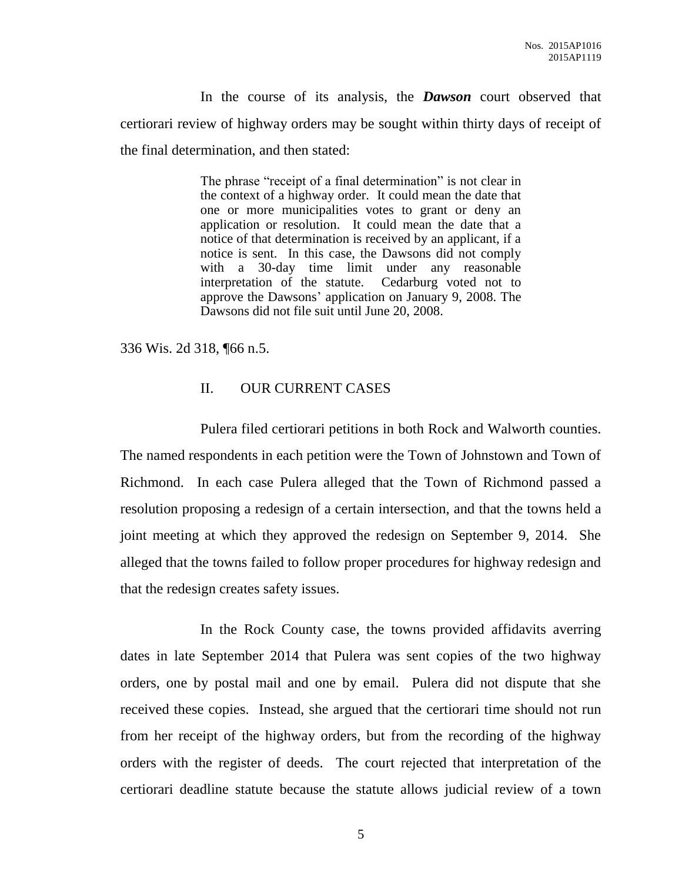In the course of its analysis, the ***Dawson*** court observed that certiorari review of highway orders may be sought within thirty days of receipt of the final determination, and then stated:

> The phrase "receipt of a final determination" is not clear in the context of a highway order. It could mean the date that one or more municipalities votes to grant or deny an application or resolution. It could mean the date that a notice of that determination is received by an applicant, if a notice is sent. In this case, the Dawsons did not comply with a 30-day time limit under any reasonable interpretation of the statute. Cedarburg voted not to approve the Dawsons' application on January 9, 2008. The Dawsons did not file suit until June 20, 2008.

336 Wis. 2d 318, ¶66 n.5.

## II. OUR CURRENT CASES

Pulera filed certiorari petitions in both Rock and Walworth counties. The named respondents in each petition were the Town of Johnstown and Town of Richmond. In each case Pulera alleged that the Town of Richmond passed a resolution proposing a redesign of a certain intersection, and that the towns held a joint meeting at which they approved the redesign on September 9, 2014. She alleged that the towns failed to follow proper procedures for highway redesign and that the redesign creates safety issues.

In the Rock County case, the towns provided affidavits averring dates in late September 2014 that Pulera was sent copies of the two highway orders, one by postal mail and one by email. Pulera did not dispute that she received these copies. Instead, she argued that the certiorari time should not run from her receipt of the highway orders, but from the recording of the highway orders with the register of deeds. The court rejected that interpretation of the certiorari deadline statute because the statute allows judicial review of a town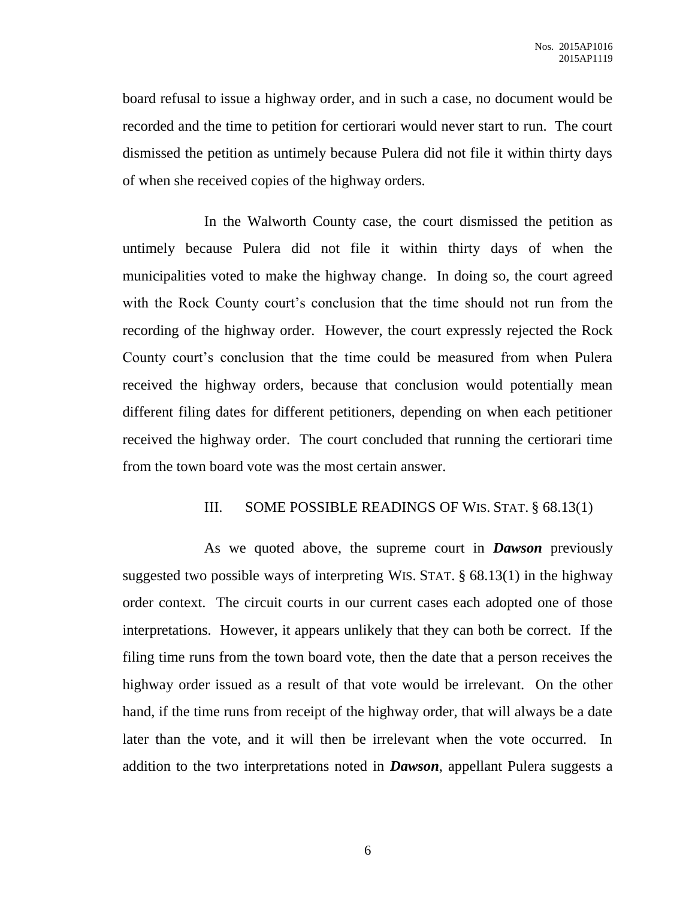board refusal to issue a highway order, and in such a case, no document would be recorded and the time to petition for certiorari would never start to run. The court dismissed the petition as untimely because Pulera did not file it within thirty days of when she received copies of the highway orders.

In the Walworth County case, the court dismissed the petition as untimely because Pulera did not file it within thirty days of when the municipalities voted to make the highway change. In doing so, the court agreed with the Rock County court's conclusion that the time should not run from the recording of the highway order. However, the court expressly rejected the Rock County court's conclusion that the time could be measured from when Pulera received the highway orders, because that conclusion would potentially mean different filing dates for different petitioners, depending on when each petitioner received the highway order. The court concluded that running the certiorari time from the town board vote was the most certain answer.

## III. SOME POSSIBLE READINGS OF WIS. STAT. § 68.13(1)

As we quoted above, the supreme court in ***Dawson*** previously suggested two possible ways of interpreting WIS. STAT. § 68.13(1) in the highway order context. The circuit courts in our current cases each adopted one of those interpretations. However, it appears unlikely that they can both be correct. If the filing time runs from the town board vote, then the date that a person receives the highway order issued as a result of that vote would be irrelevant. On the other hand, if the time runs from receipt of the highway order, that will always be a date later than the vote, and it will then be irrelevant when the vote occurred. In addition to the two interpretations noted in ***Dawson***, appellant Pulera suggests a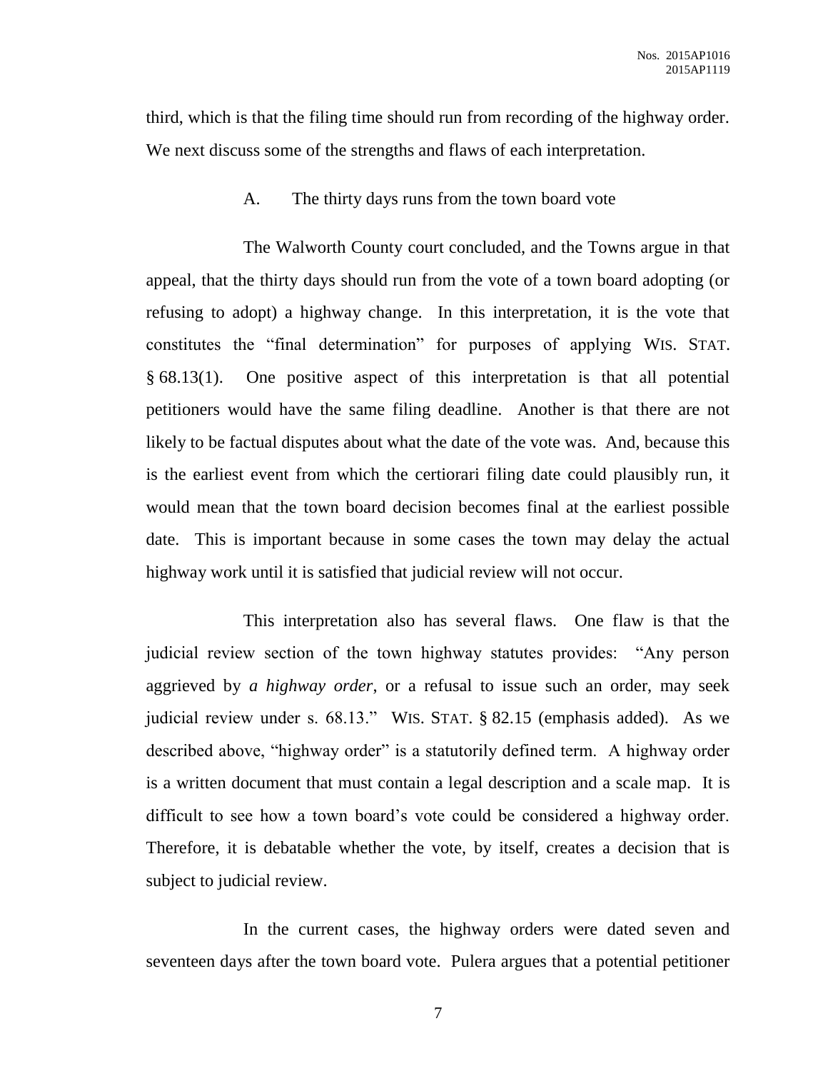third, which is that the filing time should run from recording of the highway order. We next discuss some of the strengths and flaws of each interpretation.

### A. The thirty days runs from the town board vote

The Walworth County court concluded, and the Towns argue in that appeal, that the thirty days should run from the vote of a town board adopting (or refusing to adopt) a highway change. In this interpretation, it is the vote that constitutes the "final determination" for purposes of applying WIS. STAT. § 68.13(1). One positive aspect of this interpretation is that all potential petitioners would have the same filing deadline. Another is that there are not likely to be factual disputes about what the date of the vote was. And, because this is the earliest event from which the certiorari filing date could plausibly run, it would mean that the town board decision becomes final at the earliest possible date. This is important because in some cases the town may delay the actual highway work until it is satisfied that judicial review will not occur.

This interpretation also has several flaws. One flaw is that the judicial review section of the town highway statutes provides: "Any person aggrieved by *a highway order,* or a refusal to issue such an order, may seek judicial review under s. 68.13." WIS. STAT. § 82.15 (emphasis added). As we described above, "highway order" is a statutorily defined term. A highway order is a written document that must contain a legal description and a scale map. It is difficult to see how a town board's vote could be considered a highway order. Therefore, it is debatable whether the vote, by itself, creates a decision that is subject to judicial review.

In the current cases, the highway orders were dated seven and seventeen days after the town board vote. Pulera argues that a potential petitioner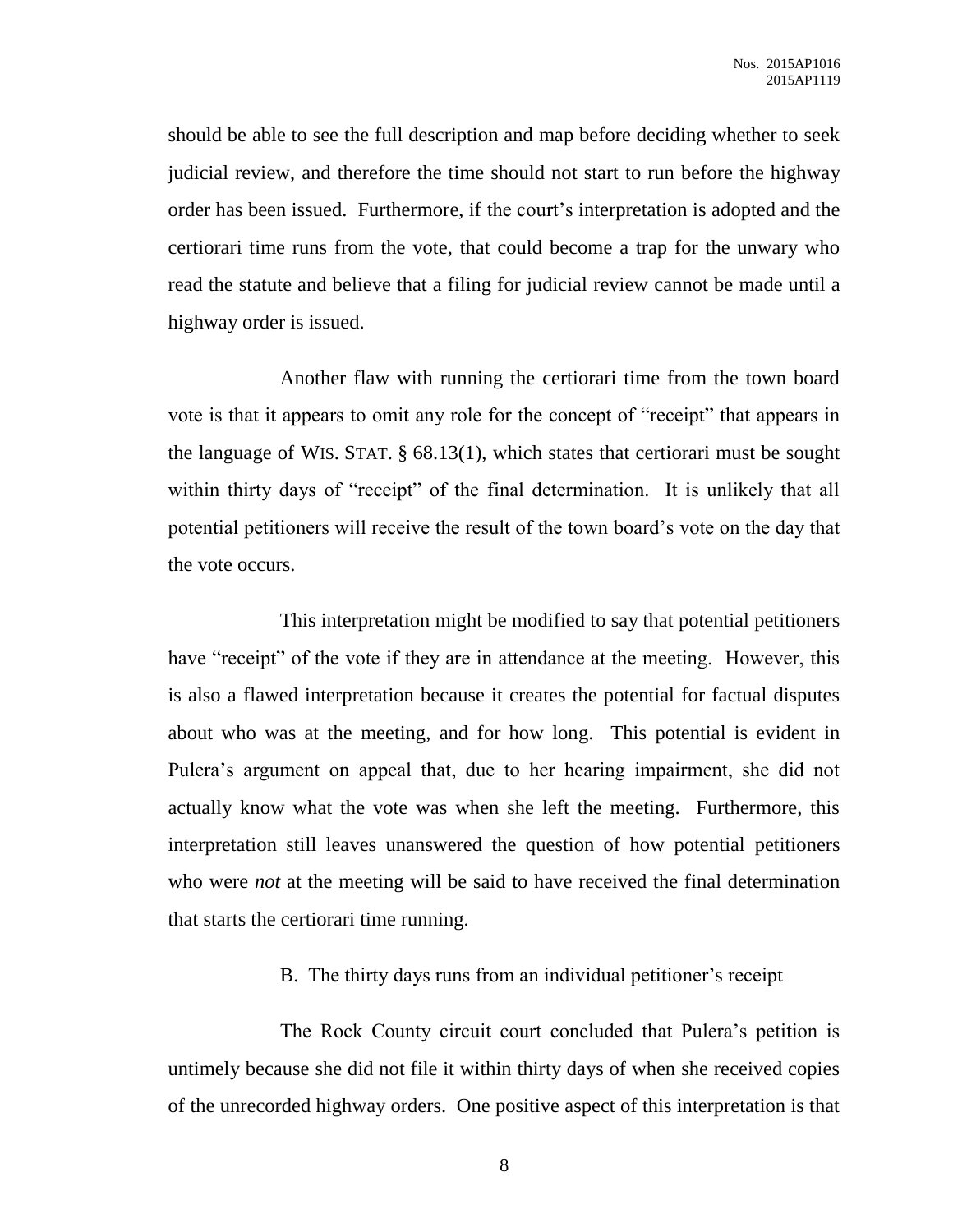should be able to see the full description and map before deciding whether to seek judicial review, and therefore the time should not start to run before the highway order has been issued. Furthermore, if the court's interpretation is adopted and the certiorari time runs from the vote, that could become a trap for the unwary who read the statute and believe that a filing for judicial review cannot be made until a highway order is issued.

Another flaw with running the certiorari time from the town board vote is that it appears to omit any role for the concept of "receipt" that appears in the language of WIS. STAT. § 68.13(1), which states that certiorari must be sought within thirty days of "receipt" of the final determination. It is unlikely that all potential petitioners will receive the result of the town board's vote on the day that the vote occurs.

This interpretation might be modified to say that potential petitioners have "receipt" of the vote if they are in attendance at the meeting. However, this is also a flawed interpretation because it creates the potential for factual disputes about who was at the meeting, and for how long. This potential is evident in Pulera's argument on appeal that, due to her hearing impairment, she did not actually know what the vote was when she left the meeting. Furthermore, this interpretation still leaves unanswered the question of how potential petitioners who were *not* at the meeting will be said to have received the final determination that starts the certiorari time running.

B. The thirty days runs from an individual petitioner's receipt

The Rock County circuit court concluded that Pulera's petition is untimely because she did not file it within thirty days of when she received copies of the unrecorded highway orders. One positive aspect of this interpretation is that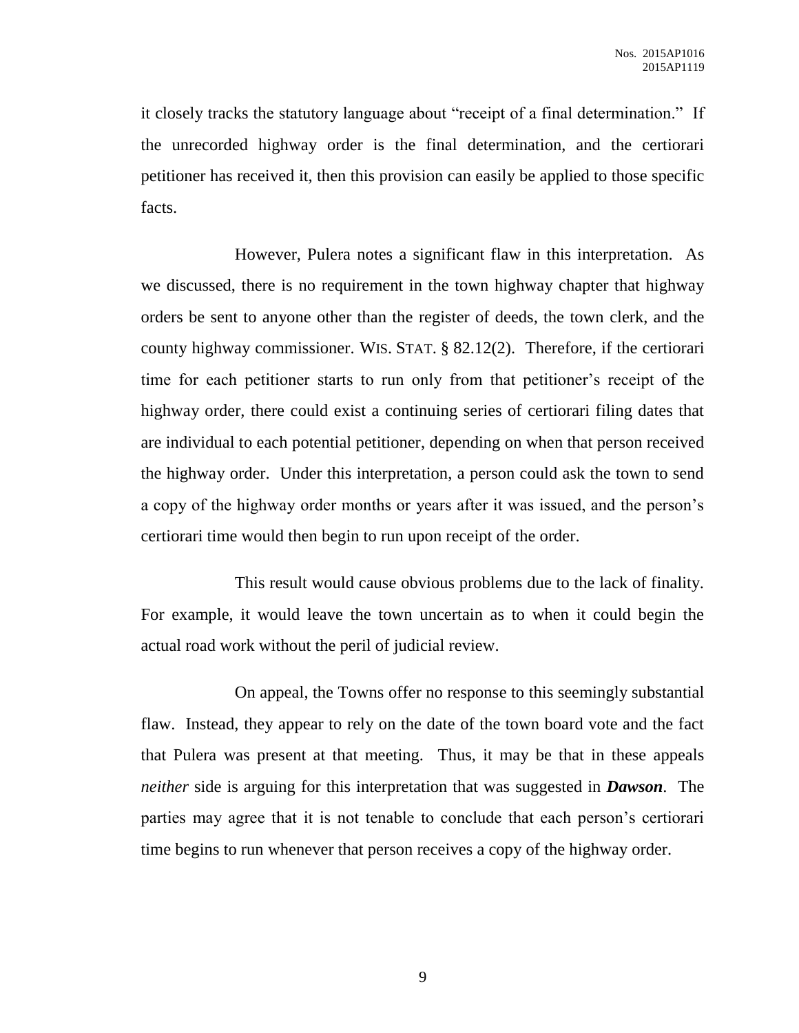it closely tracks the statutory language about "receipt of a final determination." If the unrecorded highway order is the final determination, and the certiorari petitioner has received it, then this provision can easily be applied to those specific facts.

However, Pulera notes a significant flaw in this interpretation. As we discussed, there is no requirement in the town highway chapter that highway orders be sent to anyone other than the register of deeds, the town clerk, and the county highway commissioner. WIS. STAT. § 82.12(2). Therefore, if the certiorari time for each petitioner starts to run only from that petitioner's receipt of the highway order, there could exist a continuing series of certiorari filing dates that are individual to each potential petitioner, depending on when that person received the highway order. Under this interpretation, a person could ask the town to send a copy of the highway order months or years after it was issued, and the person's certiorari time would then begin to run upon receipt of the order.

This result would cause obvious problems due to the lack of finality. For example, it would leave the town uncertain as to when it could begin the actual road work without the peril of judicial review.

On appeal, the Towns offer no response to this seemingly substantial flaw. Instead, they appear to rely on the date of the town board vote and the fact that Pulera was present at that meeting. Thus, it may be that in these appeals *neither* side is arguing for this interpretation that was suggested in ***Dawson***. The parties may agree that it is not tenable to conclude that each person's certiorari time begins to run whenever that person receives a copy of the highway order.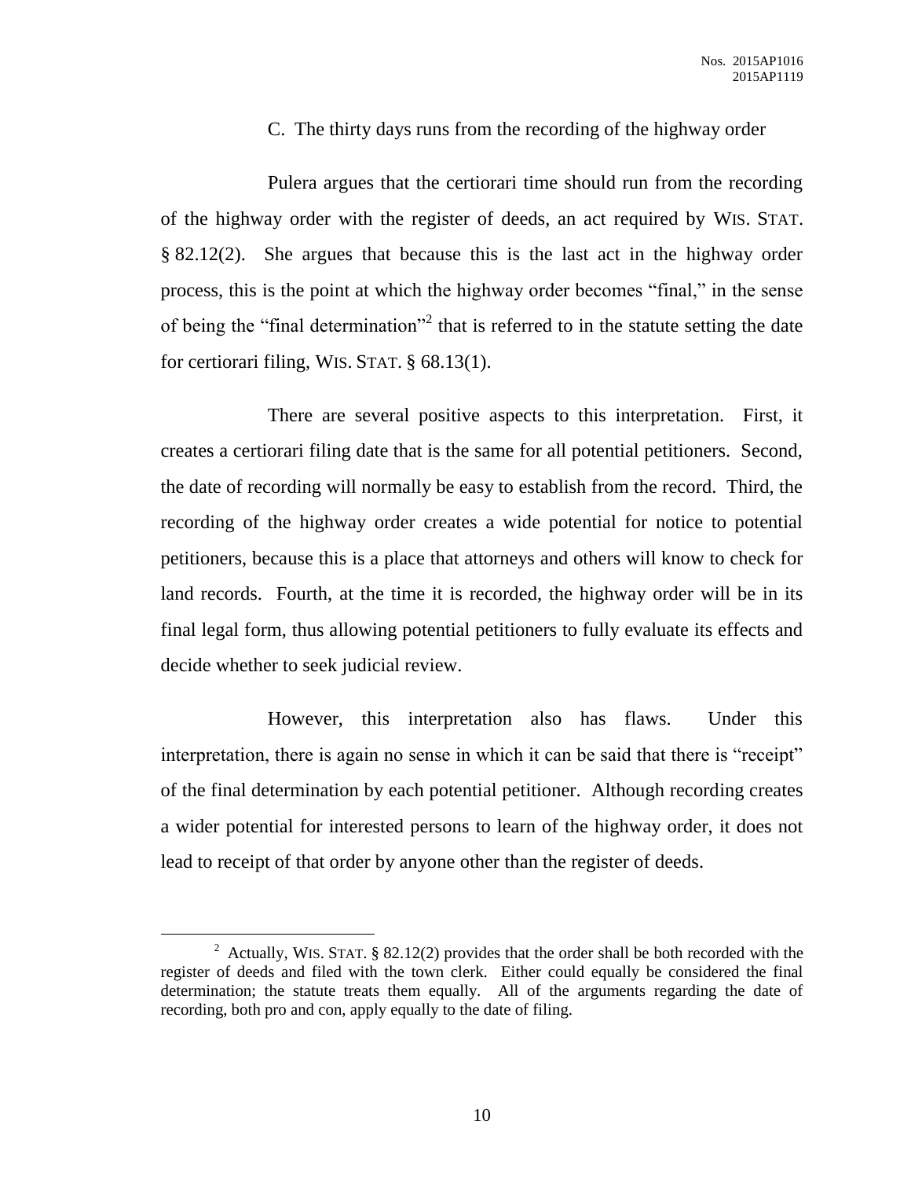### C. The thirty days runs from the recording of the highway order

Pulera argues that the certiorari time should run from the recording of the highway order with the register of deeds, an act required by WIS. STAT. § 82.12(2). She argues that because this is the last act in the highway order process, this is the point at which the highway order becomes "final," in the sense of being the "final determination"[2] that is referred to in the statute setting the date for certiorari filing, WIS. STAT. § 68.13(1).

There are several positive aspects to this interpretation. First, it creates a certiorari filing date that is the same for all potential petitioners. Second, the date of recording will normally be easy to establish from the record. Third, the recording of the highway order creates a wide potential for notice to potential petitioners, because this is a place that attorneys and others will know to check for land records. Fourth, at the time it is recorded, the highway order will be in its final legal form, thus allowing potential petitioners to fully evaluate its effects and decide whether to seek judicial review.

However, this interpretation also has flaws. Under this interpretation, there is again no sense in which it can be said that there is "receipt" of the final determination by each potential petitioner. Although recording creates a wider potential for interested persons to learn of the highway order, it does not lead to receipt of that order by anyone other than the register of deeds.

---

[2] Actually, WIS. STAT. § 82.12(2) provides that the order shall be both recorded with the register of deeds and filed with the town clerk. Either could equally be considered the final determination; the statute treats them equally. All of the arguments regarding the date of recording, both pro and con, apply equally to the date of filing.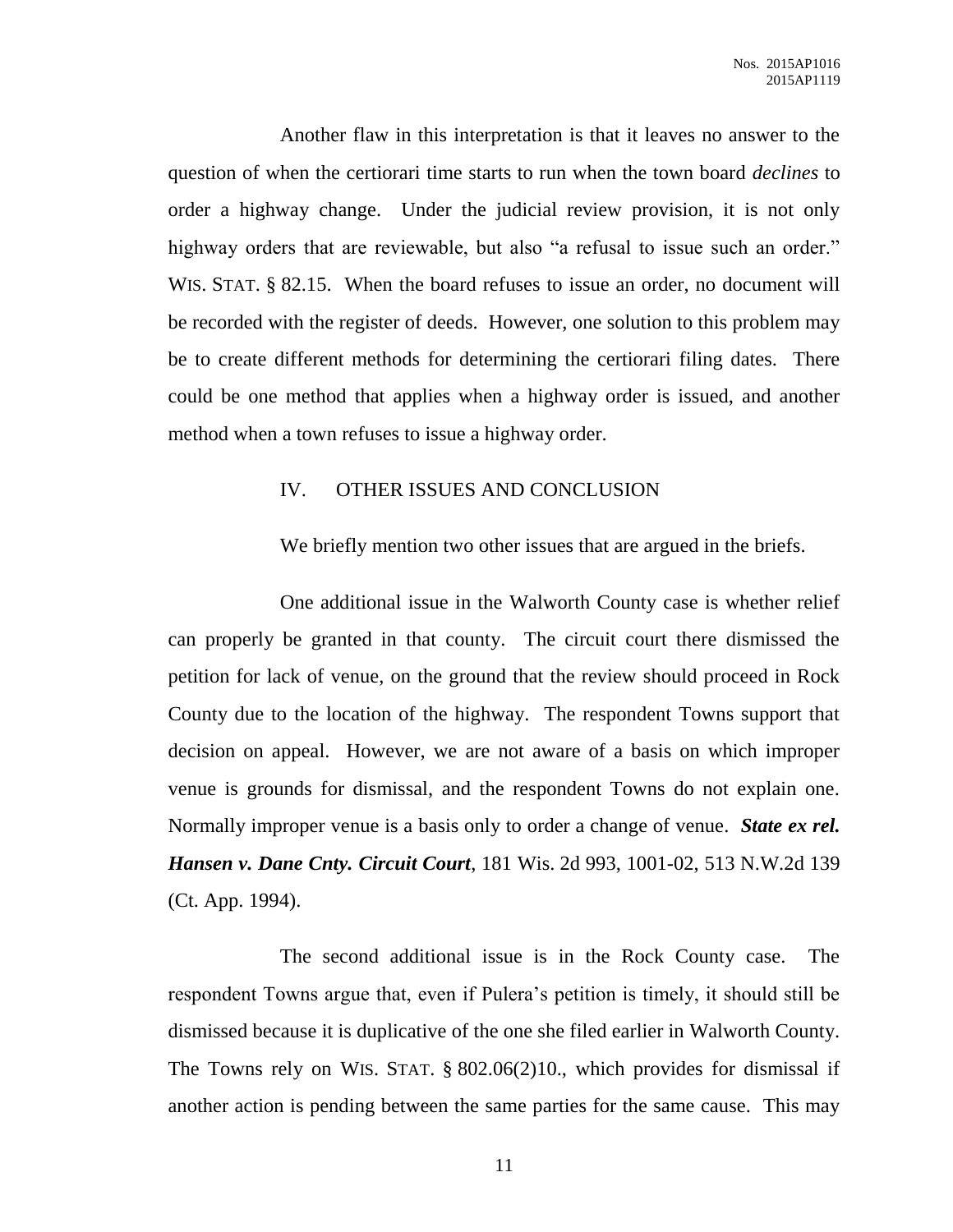Another flaw in this interpretation is that it leaves no answer to the question of when the certiorari time starts to run when the town board *declines* to order a highway change. Under the judicial review provision, it is not only highway orders that are reviewable, but also "a refusal to issue such an order." WIS. STAT. § 82.15. When the board refuses to issue an order, no document will be recorded with the register of deeds. However, one solution to this problem may be to create different methods for determining the certiorari filing dates. There could be one method that applies when a highway order is issued, and another method when a town refuses to issue a highway order.

## IV. OTHER ISSUES AND CONCLUSION

We briefly mention two other issues that are argued in the briefs.

One additional issue in the Walworth County case is whether relief can properly be granted in that county. The circuit court there dismissed the petition for lack of venue, on the ground that the review should proceed in Rock County due to the location of the highway. The respondent Towns support that decision on appeal. However, we are not aware of a basis on which improper venue is grounds for dismissal, and the respondent Towns do not explain one. Normally improper venue is a basis only to order a change of venue. ***State ex rel. Hansen v. Dane Cnty. Circuit Court***, 181 Wis. 2d 993, 1001-02, 513 N.W.2d 139 (Ct. App. 1994).

The second additional issue is in the Rock County case. The respondent Towns argue that, even if Pulera's petition is timely, it should still be dismissed because it is duplicative of the one she filed earlier in Walworth County. The Towns rely on WIS. STAT. § 802.06(2)10., which provides for dismissal if another action is pending between the same parties for the same cause. This may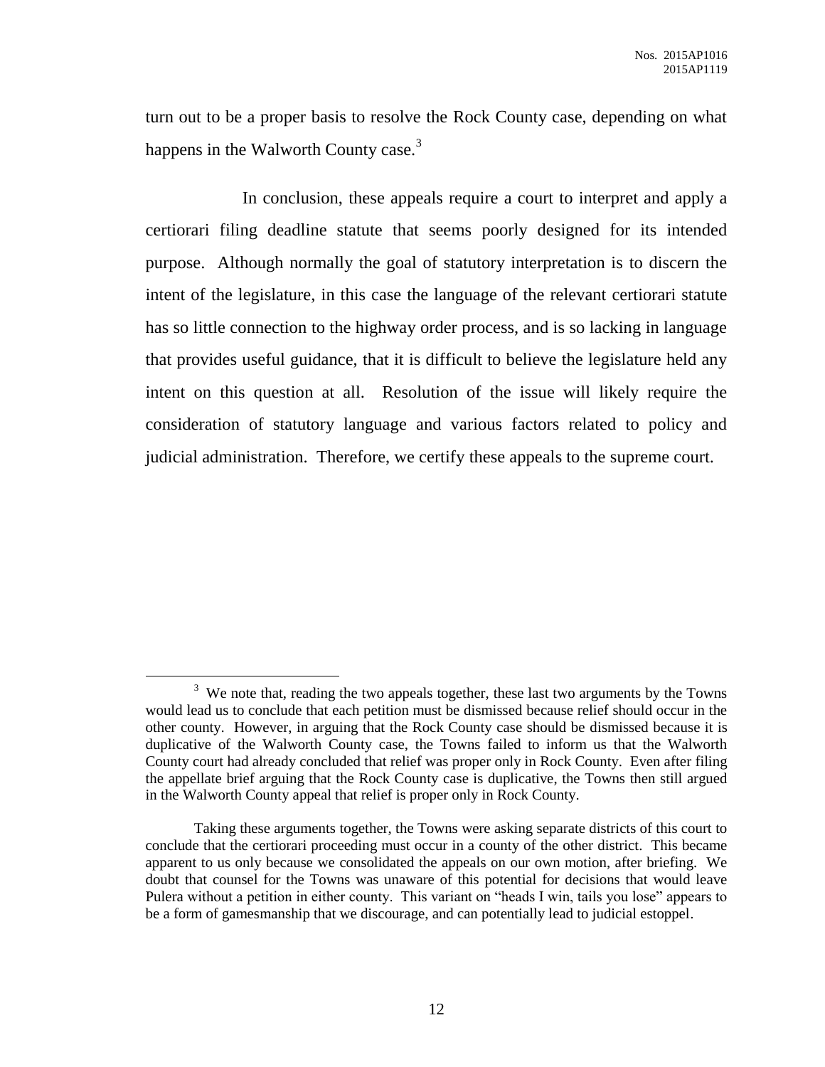turn out to be a proper basis to resolve the Rock County case, depending on what happens in the Walworth County case.[3]

In conclusion, these appeals require a court to interpret and apply a certiorari filing deadline statute that seems poorly designed for its intended purpose. Although normally the goal of statutory interpretation is to discern the intent of the legislature, in this case the language of the relevant certiorari statute has so little connection to the highway order process, and is so lacking in language that provides useful guidance, that it is difficult to believe the legislature held any intent on this question at all. Resolution of the issue will likely require the consideration of statutory language and various factors related to policy and judicial administration. Therefore, we certify these appeals to the supreme court.

---

[3] We note that, reading the two appeals together, these last two arguments by the Towns would lead us to conclude that each petition must be dismissed because relief should occur in the other county. However, in arguing that the Rock County case should be dismissed because it is duplicative of the Walworth County case, the Towns failed to inform us that the Walworth County court had already concluded that relief was proper only in Rock County. Even after filing the appellate brief arguing that the Rock County case is duplicative, the Towns then still argued in the Walworth County appeal that relief is proper only in Rock County.

Taking these arguments together, the Towns were asking separate districts of this court to conclude that the certiorari proceeding must occur in a county of the other district. This became apparent to us only because we consolidated the appeals on our own motion, after briefing. We doubt that counsel for the Towns was unaware of this potential for decisions that would leave Pulera without a petition in either county. This variant on "heads I win, tails you lose" appears to be a form of gamesmanship that we discourage, and can potentially lead to judicial estoppel.